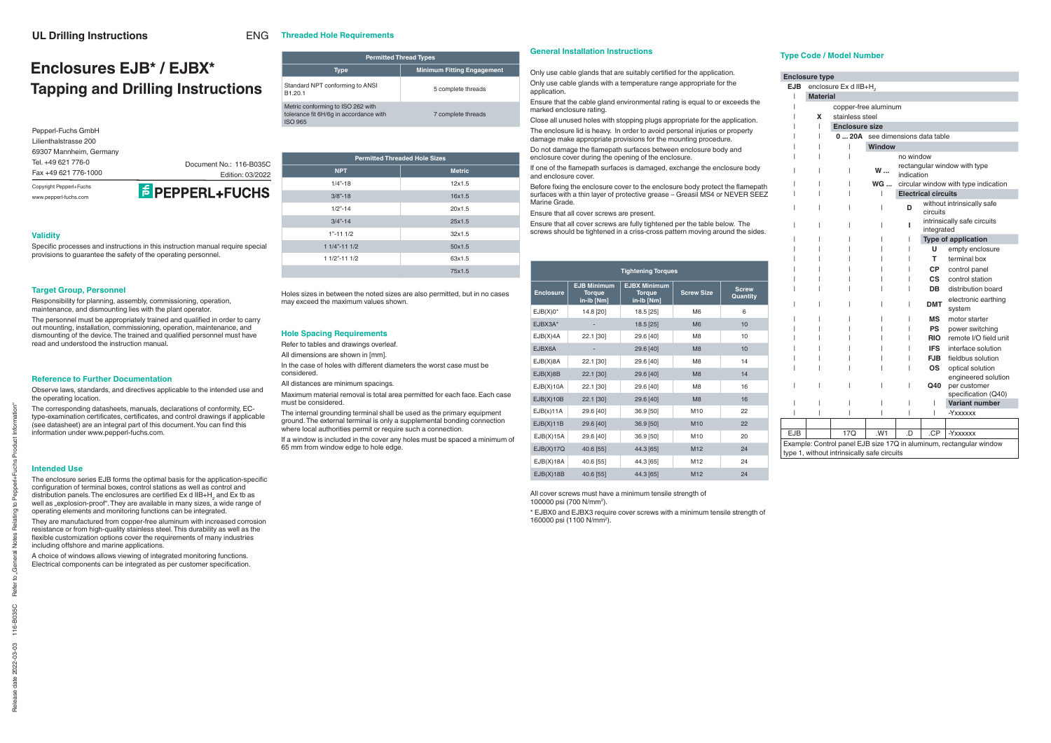# UL Drilling Instructions

ENG

# Enclosures EJB* / EJBX* Tapping and Drilling Instructions

Pepperl+Fuchs GmbH
Lilienthalstrasse 200
69307 Mannheim, Germany
Tel. +49 621 776-0
Fax +49 621 776-1000

Document No.: 116-B035C
Edition: 03/2022

Copyright Pepperl+Fuchs
www.pepperl-fuchs.com

PEPPERL+FUCHS

## Validity

Specific processes and instructions in this instruction manual require special provisions to guarantee the safety of the operating personnel.

## Target Group, Personnel

Responsibility for planning, assembly, commissioning, operation, maintenance, and dismounting lies with the plant operator.

The personnel must be appropriately trained and qualified in order to carry out mounting, installation, commissioning, operation, maintenance, and dismounting of the device. The trained and qualified personnel must have read and understood the instruction manual.

## Reference to Further Documentation

Observe laws, standards, and directives applicable to the intended use and the operating location.

The corresponding datasheets, manuals, declarations of conformity, EC-type-examination certificates, certificates, and control drawings if applicable (see datasheet) are an integral part of this document. You can find this information under www.pepperl-fuchs.com.

## Intended Use

The enclosure series EJB forms the optimal basis for the application-specific configuration of terminal boxes, control stations as well as control and distribution panels. The enclosures are certified Ex d IIB+$H_2$ and Ex tb as well as „explosion-proof". They are available in many sizes, a wide range of operating elements and monitoring functions can be integrated.

They are manufactured from copper-free aluminum with increased corrosion resistance or from high-quality stainless steel. This durability as well as the flexible customization options cover the requirements of many industries including offshore and marine applications.

A choice of windows allows viewing of integrated monitoring functions. Electrical components can be integrated as per customer specification.

## Threaded Hole Requirements

| Permitted Thread Types | |
|---|---|
| **Type** | **Minimum Fitting Engagement** |
| Standard NPT conforming to ANSI B1.20.1 | 5 complete threads |
| Metric conforming to ISO 262 with tolerance fit 6H/6g in accordance with ISO 965 | 7 complete threads |

| Permitted Threaded Hole Sizes | |
|---|---|
| **NPT** | **Metric** |
| 1/4"-18 | 12x1.5 |
| 3/8"-18 | 16x1.5 |
| 1/2"-14 | 20x1.5 |
| 3/4"-14 | 25x1.5 |
| 1"-11 1/2 | 32x1.5 |
| 1 1/4"-11 1/2 | 50x1.5 |
| 1 1/2"-11 1/2 | 63x1.5 |
| | 75x1.5 |

Holes sizes in between the noted sizes are also permitted, but in no cases may exceed the maximum values shown.

## Hole Spacing Requirements

Refer to tables and drawings overleaf.

All dimensions are shown in [mm].

In the case of holes with different diameters the worst case must be considered.

All distances are minimum spacings.

Maximum material removal is total area permitted for each face. Each case must be considered.

The internal grounding terminal shall be used as the primary equipment ground. The external terminal is only a supplemental bonding connection where local authorities permit or require such a connection.

If a window is included in the cover any holes must be spaced a minimum of 65 mm from window edge to hole edge.

## General Installation Instructions

Only use cable glands that are suitably certified for the application.

Only use cable glands with a temperature range appropriate for the application.

Ensure that the cable gland environmental rating is equal to or exceeds the marked enclosure rating.

Close all unused holes with stopping plugs appropriate for the application.

The enclosure lid is heavy. In order to avoid personal injuries or property damage make appropriate provisions for the mounting procedure.

Do not damage the flamepath surfaces between enclosure body and enclosure cover during the opening of the enclosure.

If one of the flamepath surfaces is damaged, exchange the enclosure body and enclosure cover.

Before fixing the enclosure cover to the enclosure body protect the flamepath surfaces with a thin layer of protective grease – Greasil MS4 or NEVER SEEZ Marine Grade.

Ensure that all cover screws are present.

Ensure that all cover screws are fully tightened per the table below. The screws should be tightened in a criss-cross pattern moving around the sides.

| Tightening Torques | | | | |
|---|---|---|---|---|
| **Enclosure** | **EJB Minimum Torque in-lb [Nm]** | **EJBX Minimum Torque in-lb [Nm]** | **Screw Size** | **Screw Quantity** |
| EJB(X)0* | 14.8 [20] | 18.5 [25] | M6 | 6 |
| EJBX3A* | - | 18.5 [25] | M6 | 10 |
| EJB(X)4A | 22.1 [30] | 29.6 [40] | M8 | 10 |
| EJBX6A | - | 29.6 [40] | M8 | 10 |
| EJB(X)8A | 22.1 [30] | 29.6 [40] | M8 | 14 |
| EJB(X)8B | 22.1 [30] | 29.6 [40] | M8 | 14 |
| EJB(X)10A | 22.1 [30] | 29.6 [40] | M8 | 16 |
| EJB(X)10B | 22.1 [30] | 29.6 [40] | M8 | 16 |
| EJB(x)11A | 29.6 [40] | 36.9 [50] | M10 | 22 |
| EJB(X)11B | 29.6 [40] | 36.9 [50] | M10 | 22 |
| EJB(X)15A | 29.6 [40] | 36.9 [50] | M10 | 20 |
| EJB(X)17Q | 40.6 [55] | 44.3 [65] | M12 | 24 |
| EJB(X)18A | 40.6 [55] | 44.3 [65] | M12 | 24 |
| EJB(X)18B | 40.6 [55] | 44.3 [65] | M12 | 24 |

All cover screws must have a minimum tensile strength of 100000 psi (700 N/mm²).

* EJBX0 and EJBX3 require cover screws with a minimum tensile strength of 160000 psi (1100 N/mm²).

## Type Code / Model Number

**Enclosure type**
- **EJB** enclosure Ex d IIB+$H_2$

**Material**
- (blank) copper-free aluminum
- **X** stainless steel

**Enclosure size**
- **0 ... 20A** see dimensions data table

**Window**
- (blank) no window
- **W ...** rectangular window with type indication
- **WG ...** circular window with type indication

**Electrical circuits**
- **D** without intrinsically safe circuits
- **I** intrinsically safe circuits integrated

**Type of application**
- **U** empty enclosure
- **T** terminal box
- **CP** control panel
- **CS** control station
- **DB** distribution board
- **DMT** electronic earthing system
- **MS** motor starter
- **PS** power switching
- **RIO** remote I/O field unit
- **IFS** interface solution
- **FJB** fieldbus solution
- **OS** optical solution
- **Q40** engineered solution per customer specification (Q40)

**Variant number**
- -Yxxxxxx

| EJB | | 17Q | .W1 | .D | .CP | -Yxxxxxx |
|---|---|---|---|---|---|---|

Example: Control panel EJB size 17Q in aluminum, rectangular window type 1, without intrinsically safe circuits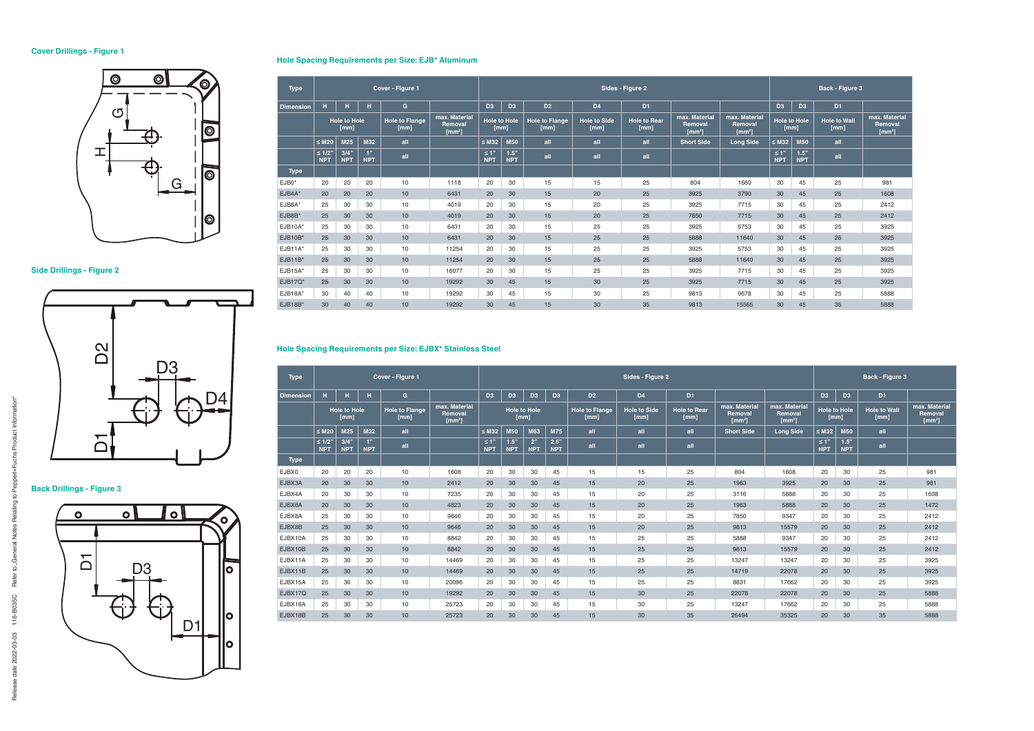### Cover Drillings - Figure 1

### Side Drillings - Figure 2

### Back Drillings - Figure 3

### Hole Spacing Requirements per Size: EJB* Aluminum

| Type | Cover - Figure 1 | | | | | Sides - Figure 2 | | | | | | | Back - Figure 3 | | | |
|---|---|---|---|---|---|---|---|---|---|---|---|---|---|---|---|---|
| Dimension | H | H | H | G | | D3 | D3 | D2 | D4 | D1 | | | D3 | D3 | D1 | |
| | Hole to Hole [mm] | | | Hole to Flange [mm] | max. Material Removal [mm²] | Hole to Hole [mm] | | Hole to Flange [mm] | Hole to Side [mm] | Hole to Rear [mm] | max. Material Removal [mm²] | max. Material Removal [mm²] | Hole to Hole [mm] | | Hole to Wall [mm] | max. Material Removal [mm²] |
| | ≤ M20 | M25 | M32 | all | | ≤ M32 | M50 | all | all | all | Short Side | Long Side | ≤ M32 | M50 | all | |
| | ≤ 1/2" NPT | 3/4" NPT | 1" NPT | all | | ≤ 1" NPT | 1.5" NPT | all | all | all | | | ≤ 1" NPT | 1.5" NPT | all | |
| Type | | | | | | | | | | | | | | | | |
| EJB0* | 20 | 20 | 20 | 10 | 1118 | 20 | 30 | 15 | 15 | 25 | 804 | 1660 | 30 | 45 | 25 | 981 |
| EJB4A* | 20 | 20 | 20 | 10 | 6431 | 20 | 30 | 15 | 20 | 25 | 3925 | 3790 | 30 | 45 | 25 | 1608 |
| EJB8A* | 25 | 30 | 30 | 10 | 4019 | 20 | 30 | 15 | 20 | 25 | 3925 | 7715 | 30 | 45 | 25 | 2412 |
| EJB8B* | 25 | 30 | 30 | 10 | 4019 | 20 | 30 | 15 | 20 | 25 | 7850 | 7715 | 30 | 45 | 25 | 2412 |
| EJB10A* | 25 | 30 | 30 | 10 | 6431 | 20 | 30 | 15 | 25 | 25 | 3925 | 5753 | 30 | 45 | 25 | 3925 |
| EJB10B* | 25 | 30 | 30 | 10 | 6431 | 20 | 30 | 15 | 25 | 25 | 5888 | 11640 | 30 | 45 | 25 | 3925 |
| EJB11A* | 25 | 30 | 30 | 10 | 11254 | 20 | 30 | 15 | 25 | 25 | 3925 | 5753 | 30 | 45 | 25 | 3925 |
| EJB11B* | 25 | 30 | 30 | 10 | 11254 | 20 | 30 | 15 | 25 | 25 | 5888 | 11640 | 30 | 45 | 25 | 3925 |
| EJB15A* | 25 | 30 | 30 | 10 | 16077 | 20 | 30 | 15 | 25 | 25 | 3925 | 7715 | 30 | 45 | 25 | 3925 |
| EJB17Q* | 25 | 30 | 30 | 10 | 19292 | 30 | 45 | 15 | 30 | 25 | 3925 | 7715 | 30 | 45 | 25 | 3925 |
| EJB18A* | 30 | 40 | 40 | 10 | 19292 | 30 | 45 | 15 | 30 | 25 | 9813 | 9678 | 30 | 45 | 25 | 5888 |
| EJB18B* | 30 | 40 | 40 | 10 | 19292 | 30 | 45 | 15 | 30 | 35 | 9813 | 15565 | 30 | 45 | 35 | 5888 |

### Hole Spacing Requirements per Size: EJBX* Stainless Steel

| Type | Cover - Figure 1 | | | | | Sides - Figure 2 | | | | | | | | | Back - Figure 3 | | | |
|---|---|---|---|---|---|---|---|---|---|---|---|---|---|---|---|---|---|---|
| Dimension | H | H | H | G | | D3 | D3 | D3 | D3 | D2 | D4 | D1 | | | D3 | D3 | D1 | |
| | Hole to Hole [mm] | | | Hole to Flange [mm] | max. Material Removal [mm²] | Hole to Hole [mm] | | | | Hole to Flange [mm] | Hole to Side [mm] | Hole to Rear [mm] | max. Material Removal [mm²] | max. Material Removal [mm²] | Hole to Hole [mm] | | Hole to Wall [mm] | max. Material Removal [mm²] |
| | ≤ M20 | M25 | M32 | all | | ≤ M32 | M50 | M63 | M75 | all | all | all | Short Side | Long Side | ≤ M32 | M50 | all | |
| | ≤ 1/2" NPT | 3/4" NPT | 1" NPT | all | | ≤ 1" NPT | 1.5" NPT | 2" NPT | 2.5" NPT | all | all | all | | | ≤ 1" NPT | 1.5" NPT | all | |
| Type | | | | | | | | | | | | | | | | | | |
| EJBX0 | 20 | 20 | 20 | 10 | 1608 | 20 | 30 | 30 | 45 | 15 | 15 | 25 | 804 | 1608 | 20 | 30 | 25 | 981 |
| EJBX3A | 20 | 30 | 30 | 10 | 2412 | 20 | 30 | 30 | 45 | 15 | 20 | 25 | 1963 | 3925 | 20 | 30 | 25 | 981 |
| EJBX4A | 20 | 30 | 30 | 10 | 7235 | 20 | 30 | 30 | 45 | 15 | 20 | 25 | 3116 | 5888 | 20 | 30 | 25 | 1608 |
| EJBX6A | 20 | 30 | 30 | 10 | 4823 | 20 | 30 | 30 | 45 | 15 | 20 | 25 | 1963 | 5888 | 20 | 30 | 25 | 1472 |
| EJBX8A | 25 | 30 | 30 | 10 | 9646 | 20 | 30 | 30 | 45 | 15 | 20 | 25 | 7850 | 9347 | 20 | 30 | 25 | 2412 |
| EJBX8B | 25 | 30 | 30 | 10 | 9646 | 20 | 30 | 30 | 45 | 15 | 20 | 25 | 9813 | 15579 | 20 | 30 | 25 | 2412 |
| EJBX10A | 25 | 30 | 30 | 10 | 8842 | 20 | 30 | 30 | 45 | 15 | 25 | 25 | 5888 | 9347 | 20 | 30 | 25 | 2412 |
| EJBX10B | 25 | 30 | 30 | 10 | 8842 | 20 | 30 | 30 | 45 | 15 | 25 | 25 | 9813 | 15579 | 20 | 30 | 25 | 2412 |
| EJBX11A | 25 | 30 | 30 | 10 | 14469 | 20 | 30 | 30 | 45 | 15 | 25 | 25 | 13247 | 13247 | 20 | 30 | 25 | 3925 |
| EJBX11B | 25 | 30 | 30 | 10 | 14469 | 20 | 30 | 30 | 45 | 15 | 25 | 25 | 14719 | 22078 | 20 | 30 | 25 | 3925 |
| EJBX15A | 25 | 30 | 30 | 10 | 20096 | 20 | 30 | 30 | 45 | 15 | 25 | 25 | 8831 | 17662 | 20 | 30 | 25 | 3925 |
| EJBX17Q | 25 | 30 | 30 | 10 | 19292 | 20 | 30 | 30 | 45 | 15 | 30 | 25 | 22078 | 22078 | 20 | 30 | 25 | 5888 |
| EJBX18A | 25 | 30 | 30 | 10 | 25723 | 20 | 30 | 30 | 45 | 15 | 30 | 25 | 13247 | 17662 | 20 | 30 | 25 | 5888 |
| EJBX18B | 25 | 30 | 30 | 10 | 25723 | 20 | 30 | 30 | 45 | 15 | 30 | 35 | 26494 | 35325 | 20 | 30 | 35 | 5888 |